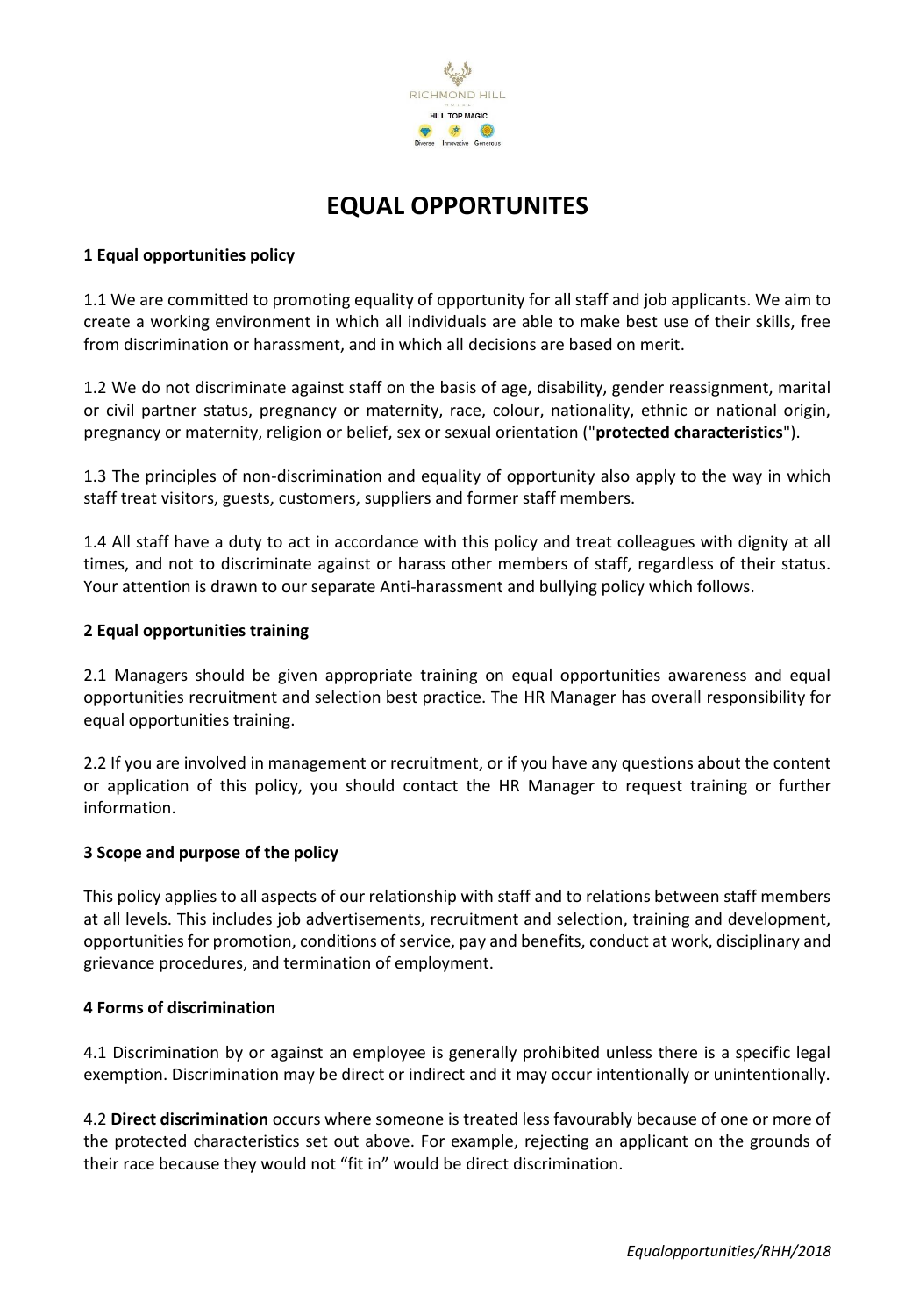RICHMOND HILL HOTEL

HILL TOP MAGIC

Diverse Innovative Generous

# EQUAL OPPORTUNITES

### 1 Equal opportunities policy

1.1 We are committed to promoting equality of opportunity for all staff and job applicants. We aim to create a working environment in which all individuals are able to make best use of their skills, free from discrimination or harassment, and in which all decisions are based on merit.

1.2 We do not discriminate against staff on the basis of age, disability, gender reassignment, marital or civil partner status, pregnancy or maternity, race, colour, nationality, ethnic or national origin, pregnancy or maternity, religion or belief, sex or sexual orientation ("**protected characteristics**").

1.3 The principles of non-discrimination and equality of opportunity also apply to the way in which staff treat visitors, guests, customers, suppliers and former staff members.

1.4 All staff have a duty to act in accordance with this policy and treat colleagues with dignity at all times, and not to discriminate against or harass other members of staff, regardless of their status. Your attention is drawn to our separate Anti-harassment and bullying policy which follows.

### 2 Equal opportunities training

2.1 Managers should be given appropriate training on equal opportunities awareness and equal opportunities recruitment and selection best practice. The HR Manager has overall responsibility for equal opportunities training.

2.2 If you are involved in management or recruitment, or if you have any questions about the content or application of this policy, you should contact the HR Manager to request training or further information.

### 3 Scope and purpose of the policy

This policy applies to all aspects of our relationship with staff and to relations between staff members at all levels. This includes job advertisements, recruitment and selection, training and development, opportunities for promotion, conditions of service, pay and benefits, conduct at work, disciplinary and grievance procedures, and termination of employment.

### 4 Forms of discrimination

4.1 Discrimination by or against an employee is generally prohibited unless there is a specific legal exemption. Discrimination may be direct or indirect and it may occur intentionally or unintentionally.

4.2 **Direct discrimination** occurs where someone is treated less favourably because of one or more of the protected characteristics set out above. For example, rejecting an applicant on the grounds of their race because they would not "fit in" would be direct discrimination.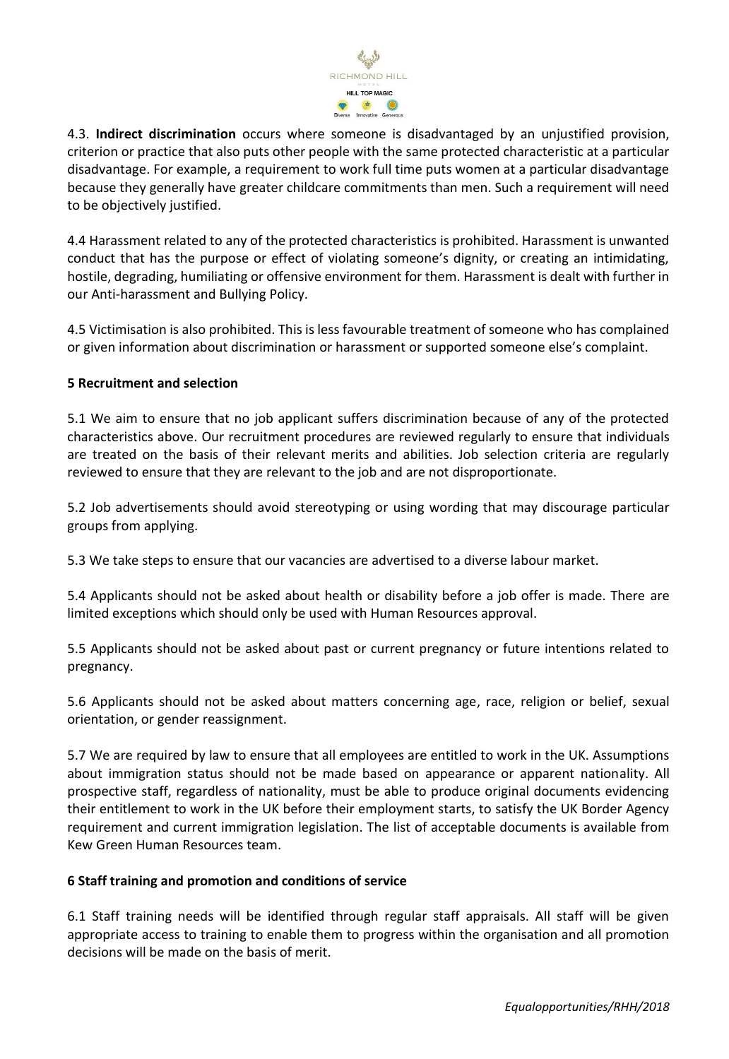4.3. **Indirect discrimination** occurs where someone is disadvantaged by an unjustified provision, criterion or practice that also puts other people with the same protected characteristic at a particular disadvantage. For example, a requirement to work full time puts women at a particular disadvantage because they generally have greater childcare commitments than men. Such a requirement will need to be objectively justified.

4.4 Harassment related to any of the protected characteristics is prohibited. Harassment is unwanted conduct that has the purpose or effect of violating someone's dignity, or creating an intimidating, hostile, degrading, humiliating or offensive environment for them. Harassment is dealt with further in our Anti-harassment and Bullying Policy.

4.5 Victimisation is also prohibited. This is less favourable treatment of someone who has complained or given information about discrimination or harassment or supported someone else's complaint.

**5 Recruitment and selection**

5.1 We aim to ensure that no job applicant suffers discrimination because of any of the protected characteristics above. Our recruitment procedures are reviewed regularly to ensure that individuals are treated on the basis of their relevant merits and abilities. Job selection criteria are regularly reviewed to ensure that they are relevant to the job and are not disproportionate.

5.2 Job advertisements should avoid stereotyping or using wording that may discourage particular groups from applying.

5.3 We take steps to ensure that our vacancies are advertised to a diverse labour market.

5.4 Applicants should not be asked about health or disability before a job offer is made. There are limited exceptions which should only be used with Human Resources approval.

5.5 Applicants should not be asked about past or current pregnancy or future intentions related to pregnancy.

5.6 Applicants should not be asked about matters concerning age, race, religion or belief, sexual orientation, or gender reassignment.

5.7 We are required by law to ensure that all employees are entitled to work in the UK. Assumptions about immigration status should not be made based on appearance or apparent nationality. All prospective staff, regardless of nationality, must be able to produce original documents evidencing their entitlement to work in the UK before their employment starts, to satisfy the UK Border Agency requirement and current immigration legislation. The list of acceptable documents is available from Kew Green Human Resources team.

**6 Staff training and promotion and conditions of service**

6.1 Staff training needs will be identified through regular staff appraisals. All staff will be given appropriate access to training to enable them to progress within the organisation and all promotion decisions will be made on the basis of merit.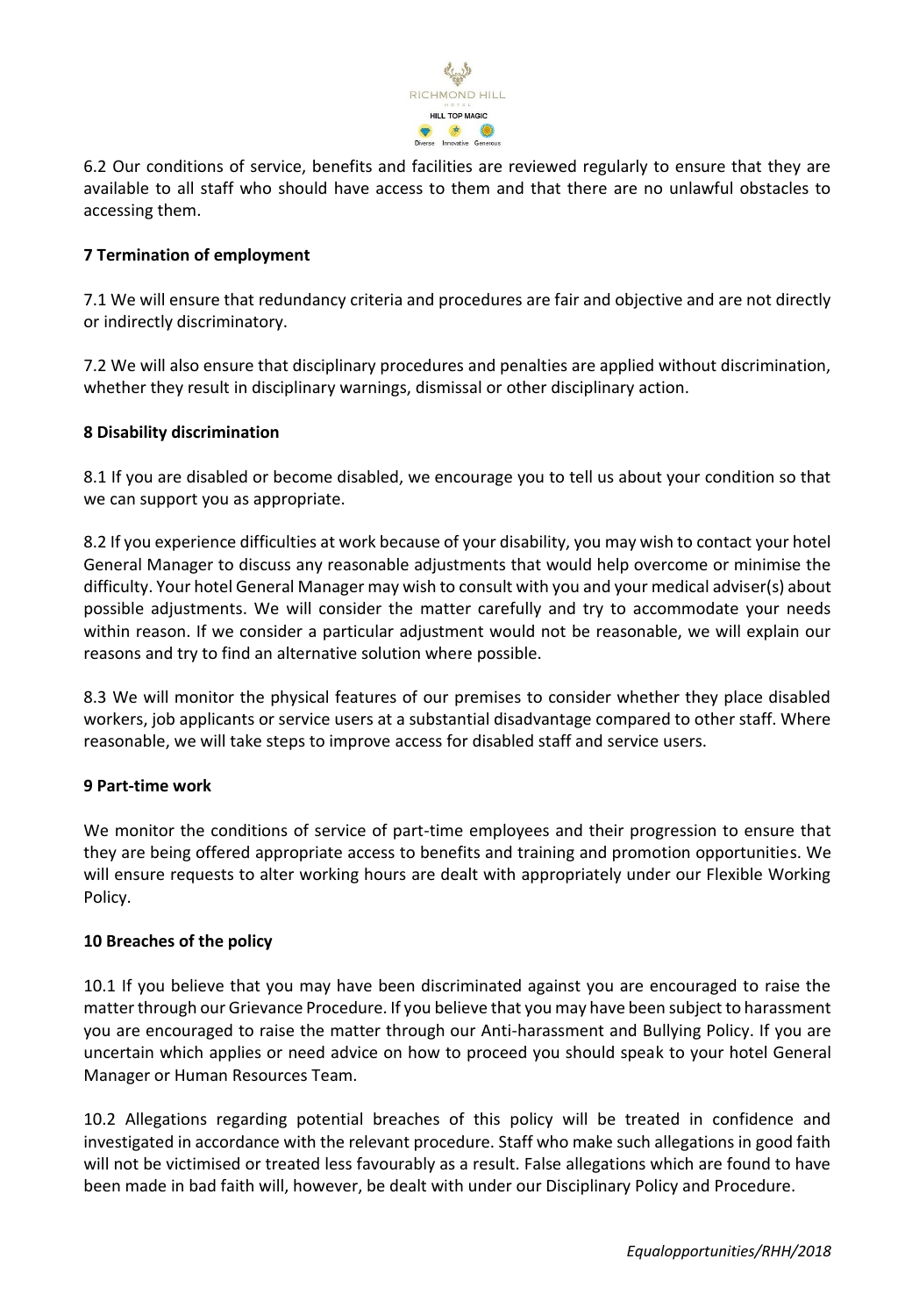6.2 Our conditions of service, benefits and facilities are reviewed regularly to ensure that they are available to all staff who should have access to them and that there are no unlawful obstacles to accessing them.

### 7 Termination of employment

7.1 We will ensure that redundancy criteria and procedures are fair and objective and are not directly or indirectly discriminatory.

7.2 We will also ensure that disciplinary procedures and penalties are applied without discrimination, whether they result in disciplinary warnings, dismissal or other disciplinary action.

### 8 Disability discrimination

8.1 If you are disabled or become disabled, we encourage you to tell us about your condition so that we can support you as appropriate.

8.2 If you experience difficulties at work because of your disability, you may wish to contact your hotel General Manager to discuss any reasonable adjustments that would help overcome or minimise the difficulty. Your hotel General Manager may wish to consult with you and your medical adviser(s) about possible adjustments. We will consider the matter carefully and try to accommodate your needs within reason. If we consider a particular adjustment would not be reasonable, we will explain our reasons and try to find an alternative solution where possible.

8.3 We will monitor the physical features of our premises to consider whether they place disabled workers, job applicants or service users at a substantial disadvantage compared to other staff. Where reasonable, we will take steps to improve access for disabled staff and service users.

### 9 Part-time work

We monitor the conditions of service of part-time employees and their progression to ensure that they are being offered appropriate access to benefits and training and promotion opportunities. We will ensure requests to alter working hours are dealt with appropriately under our Flexible Working Policy.

### 10 Breaches of the policy

10.1 If you believe that you may have been discriminated against you are encouraged to raise the matter through our Grievance Procedure. If you believe that you may have been subject to harassment you are encouraged to raise the matter through our Anti-harassment and Bullying Policy. If you are uncertain which applies or need advice on how to proceed you should speak to your hotel General Manager or Human Resources Team.

10.2 Allegations regarding potential breaches of this policy will be treated in confidence and investigated in accordance with the relevant procedure. Staff who make such allegations in good faith will not be victimised or treated less favourably as a result. False allegations which are found to have been made in bad faith will, however, be dealt with under our Disciplinary Policy and Procedure.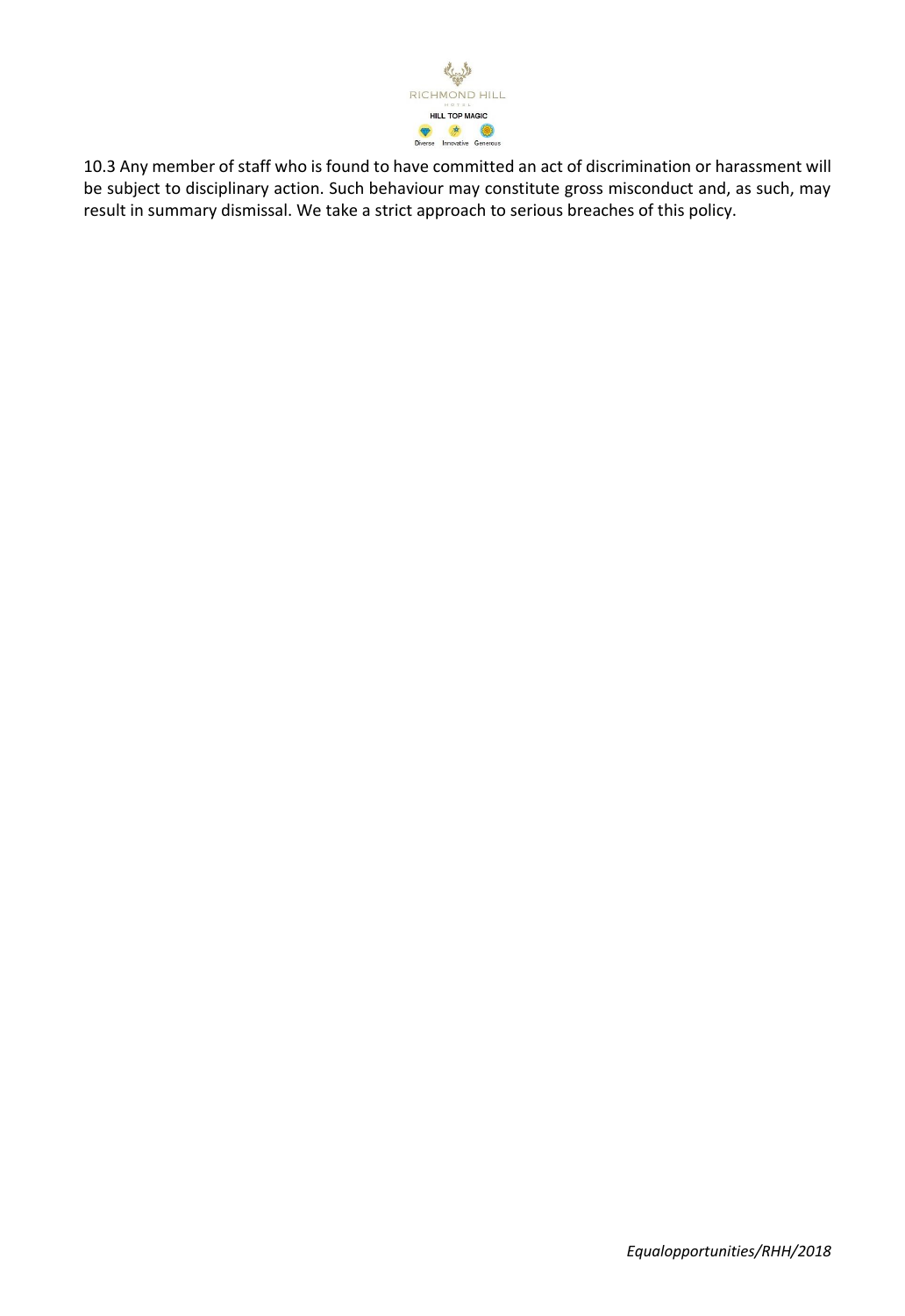10.3 Any member of staff who is found to have committed an act of discrimination or harassment will be subject to disciplinary action. Such behaviour may constitute gross misconduct and, as such, may result in summary dismissal. We take a strict approach to serious breaches of this policy.